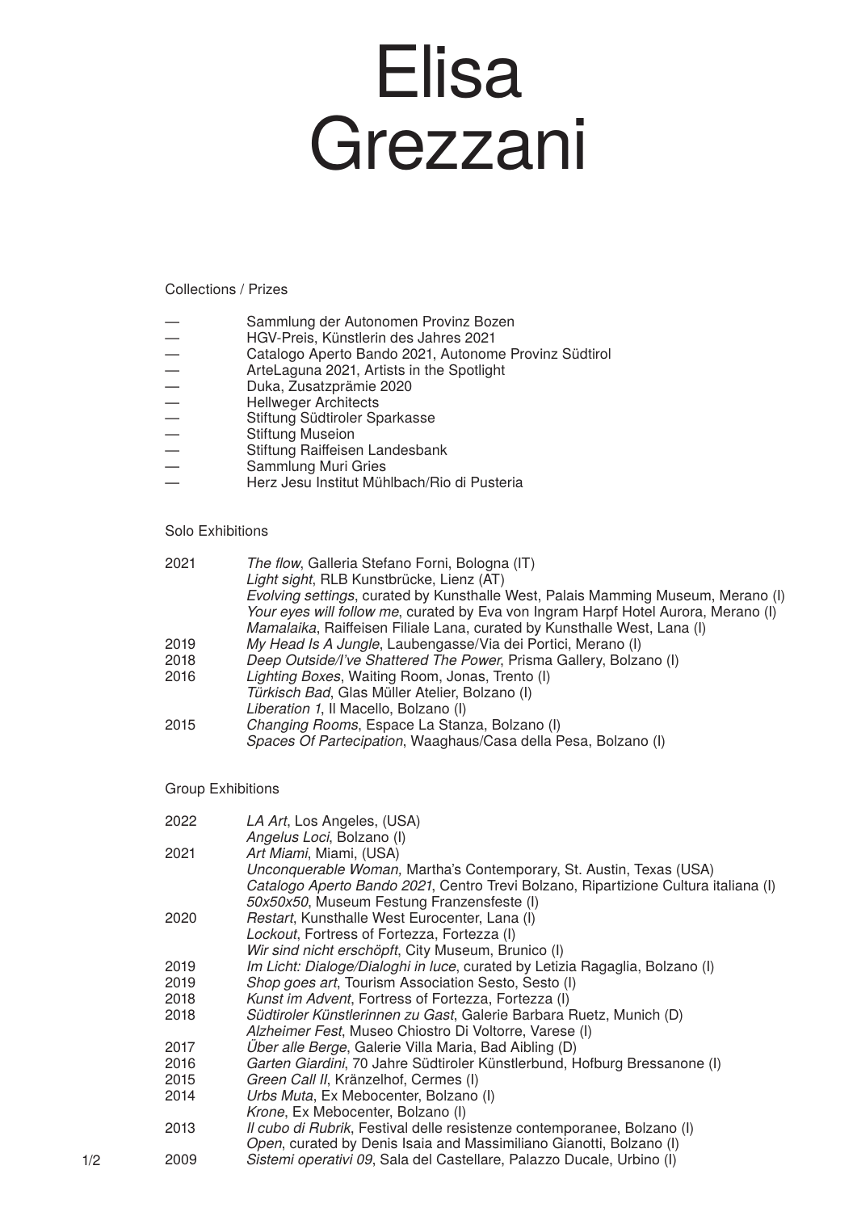# Elisa Grezzani

## Collections / Prizes

- Sammlung der Autonomen Provinz Bozen
- HGV-Preis, Künstlerin des Jahres 2021
- Catalogo Aperto Bando 2021, Autonome Provinz Südtirol
- ArteLaguna 2021, Artists in the Spotlight
- Duka, Zusatzprämie 2020
- Hellweger Architects
- Stiftung Südtiroler Sparkasse
- Stiftung Museion
- Stiftung Raiffeisen Landesbank
- Sammlung Muri Gries
- Herz Jesu Institut Mühlbach/Rio di Pusteria

## Solo Exhibitions

| | |
|---|---|
| 2021 | *The flow*, Galleria Stefano Forni, Bologna (IT) |
| | *Light sight*, RLB Kunstbrücke, Lienz (AT) |
| | *Evolving settings*, curated by Kunsthalle West, Palais Mamming Museum, Merano (I) |
| | *Your eyes will follow me*, curated by Eva von Ingram Harpf Hotel Aurora, Merano (I) |
| | *Mamalaika*, Raiffeisen Filiale Lana, curated by Kunsthalle West, Lana (I) |
| 2019 | *My Head Is A Jungle*, Laubengasse/Via dei Portici, Merano (I) |
| 2018 | *Deep Outside/I've Shattered The Power*, Prisma Gallery, Bolzano (I) |
| 2016 | *Lighting Boxes*, Waiting Room, Jonas, Trento (I) |
| | *Türkisch Bad*, Glas Müller Atelier, Bolzano (I) |
| | *Liberation 1*, Il Macello, Bolzano (I) |
| 2015 | *Changing Rooms*, Espace La Stanza, Bolzano (I) |
| | *Spaces Of Partecipation*, Waaghaus/Casa della Pesa, Bolzano (I) |

## Group Exhibitions

| | |
|---|---|
| 2022 | *LA Art*, Los Angeles, (USA) |
| | *Angelus Loci*, Bolzano (I) |
| 2021 | *Art Miami*, Miami, (USA) |
| | *Unconquerable Woman,* Martha's Contemporary, St. Austin, Texas (USA) |
| | *Catalogo Aperto Bando 2021*, Centro Trevi Bolzano, Ripartizione Cultura italiana (I) |
| | *50x50x50*, Museum Festung Franzensfeste (I) |
| 2020 | *Restart*, Kunsthalle West Eurocenter, Lana (I) |
| | *Lockout*, Fortress of Fortezza, Fortezza (I) |
| | *Wir sind nicht erschöpft*, City Museum, Brunico (I) |
| 2019 | *Im Licht: Dialoge/Dialoghi in luce*, curated by Letizia Ragaglia, Bolzano (I) |
| 2019 | *Shop goes art*, Tourism Association Sesto, Sesto (I) |
| 2018 | *Kunst im Advent*, Fortress of Fortezza, Fortezza (I) |
| 2018 | *Südtiroler Künstlerinnen zu Gast*, Galerie Barbara Ruetz, Munich (D) |
| | *Alzheimer Fest*, Museo Chiostro Di Voltorre, Varese (I) |
| 2017 | *Über alle Berge*, Galerie Villa Maria, Bad Aibling (D) |
| 2016 | *Garten Giardini*, 70 Jahre Südtiroler Künstlerbund, Hofburg Bressanone (I) |
| 2015 | *Green Call II*, Kränzelhof, Cermes (I) |
| 2014 | *Urbs Muta*, Ex Mebocenter, Bolzano (I) |
| | *Krone*, Ex Mebocenter, Bolzano (I) |
| 2013 | *Il cubo di Rubrik*, Festival delle resistenze contemporanee, Bolzano (I) |
| | *Open*, curated by Denis Isaia and Massimiliano Gianotti, Bolzano (I) |
| 2009 | *Sistemi operativi 09*, Sala del Castellare, Palazzo Ducale, Urbino (I) |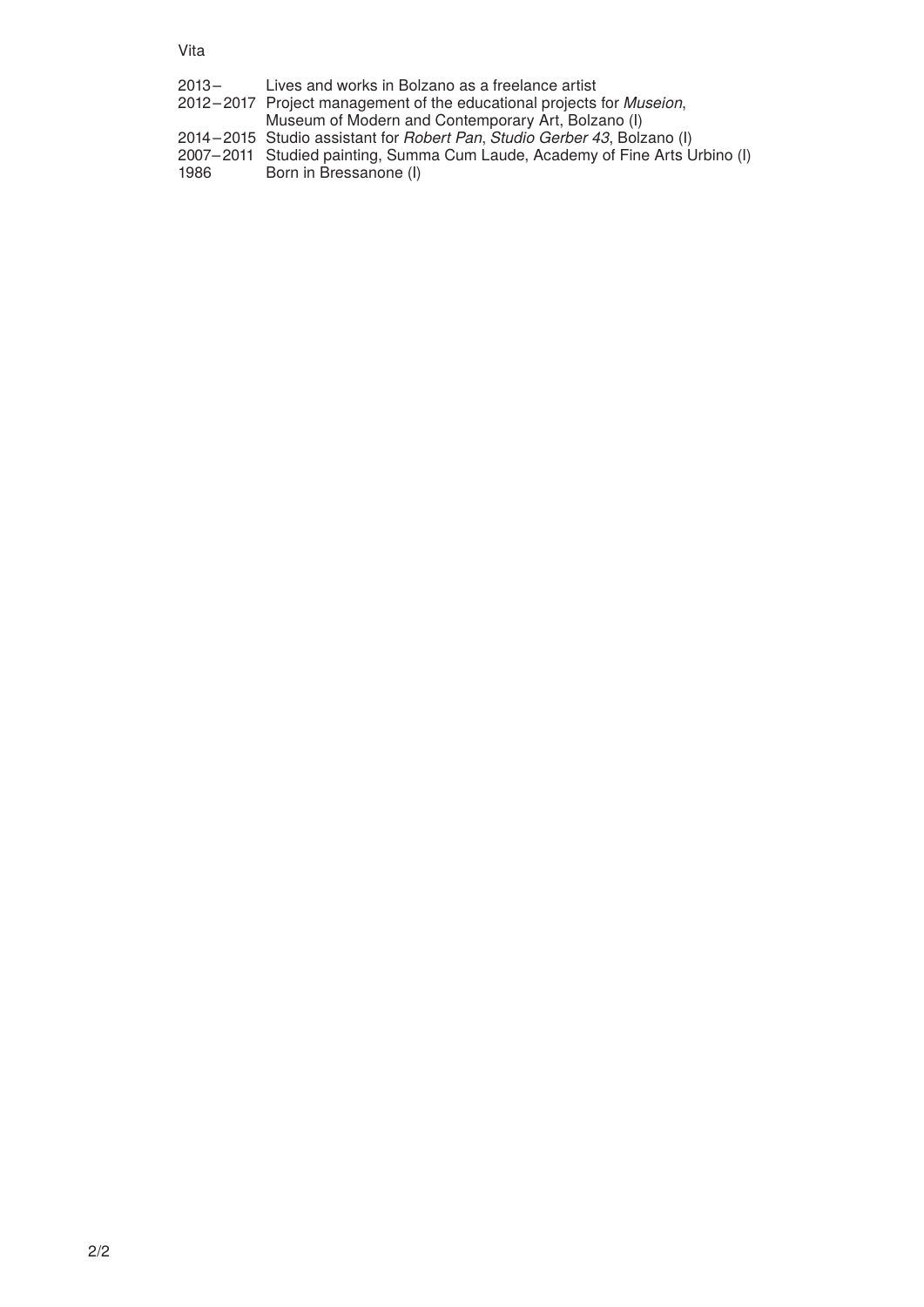Vita

| | |
|---|---|
| 2013– | Lives and works in Bolzano as a freelance artist |
| 2012–2017 | Project management of the educational projects for *Museion*, Museum of Modern and Contemporary Art, Bolzano (I) |
| 2014–2015 | Studio assistant for *Robert Pan*, *Studio Gerber 43*, Bolzano (I) |
| 2007–2011 | Studied painting, Summa Cum Laude, Academy of Fine Arts Urbino (I) |
| 1986 | Born in Bressanone (I) |